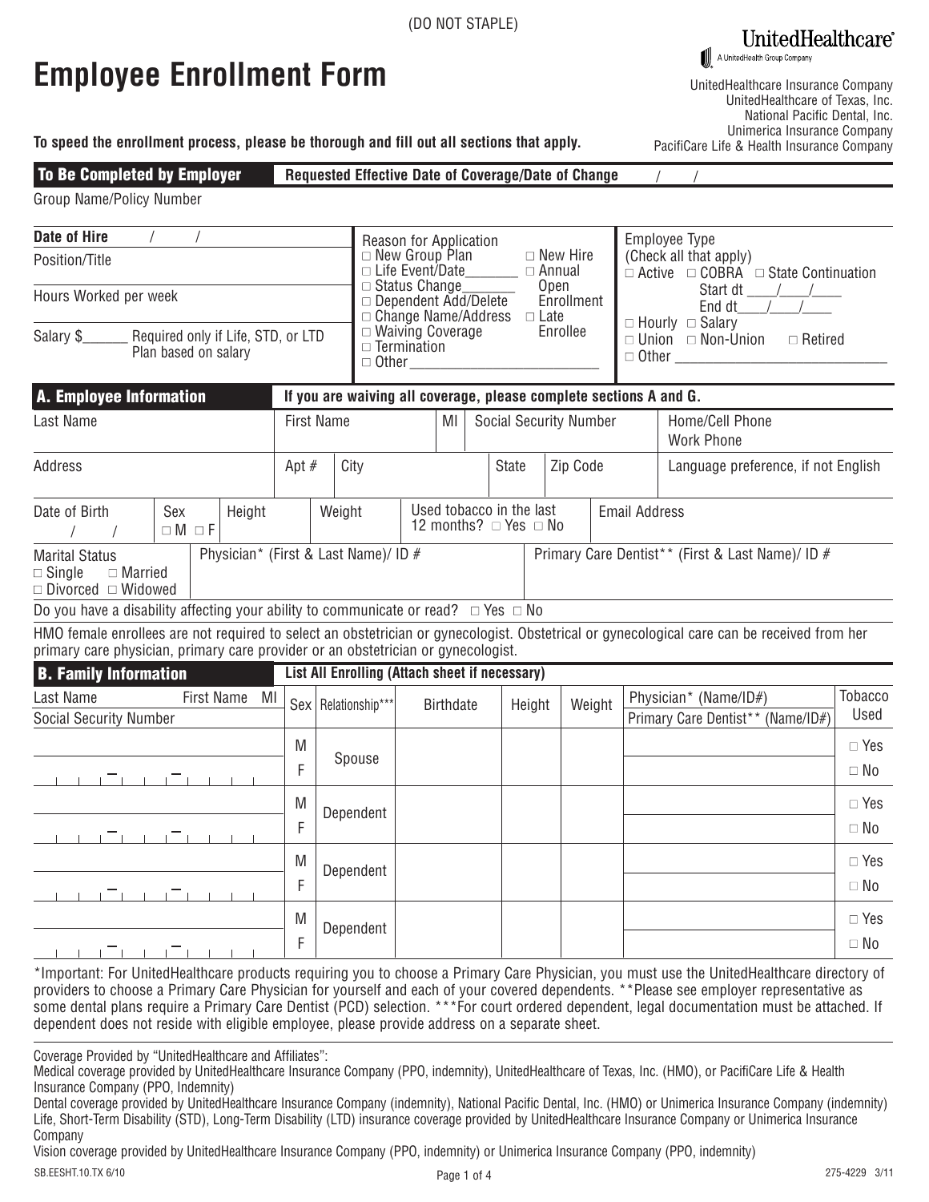(DO NOT STAPLE)

# Employee Enrollment Form

UnitedHealthcare®
A UnitedHealth Group Company

UnitedHealthcare Insurance Company
UnitedHealthcare of Texas, Inc.
National Pacific Dental, Inc.
Unimerica Insurance Company
PacifiCare Life & Health Insurance Company

**To speed the enrollment process, please be thorough and fill out all sections that apply.**

## To Be Completed by Employer

**Requested Effective Date of Coverage/Date of Change** / /

Group Name/Policy Number

**Date of Hire** / /

Position/Title

Hours Worked per week

Salary $______ Required only if Life, STD, or LTD Plan based on salary

Reason for Application
- □ New Group Plan
- □ Life Event/Date_______
- □ Status Change_______
- □ Dependent Add/Delete
- □ Change Name/Address
- □ Waiving Coverage
- □ Termination
- □ Other_______________________
- □ New Hire
- □ Annual Open Enrollment
- □ Late Enrollee

Employee Type (Check all that apply)
- □ Active □ COBRA □ State Continuation
  - Start dt ____/____/____
  - End dt____/____/____
- □ Hourly □ Salary
- □ Union □ Non-Union □ Retired
- □ Other ___________________________

## A. Employee Information

**If you are waiving all coverage, please complete sections A and G.**

| Last Name | First Name | MI | Social Security Number | Home/Cell Phone<br>Work Phone |
|---|---|---|---|---|
| | | | | |

| Address | Apt # | City | State | Zip Code | Language preference, if not English |
|---|---|---|---|---|---|
| | | | | | |

| Date of Birth | Sex | Height | Weight | Used tobacco in the last 12 months? | Email Address |
|---|---|---|---|---|---|
| / / | □ M □ F | | | □ Yes □ No | |

| Marital Status | Physician* (First & Last Name)/ ID # | Primary Care Dentist** (First & Last Name)/ ID # |
|---|---|---|
| □ Single □ Married<br>□ Divorced □ Widowed | | |

Do you have a disability affecting your ability to communicate or read? □ Yes □ No

HMO female enrollees are not required to select an obstetrician or gynecologist. Obstetrical or gynecological care can be received from her primary care physician, primary care provider or an obstetrician or gynecologist.

## B. Family Information

**List All Enrolling (Attach sheet if necessary)**

| Last Name First Name MI<br>Social Security Number | Sex | Relationship*** | Birthdate | Height | Weight | Physician* (Name/ID#)<br>Primary Care Dentist** (Name/ID#) | Tobacco Used |
|---|---|---|---|---|---|---|---|
| | M<br>F | Spouse | | | | | □ Yes<br>□ No |
| | M<br>F | Dependent | | | | | □ Yes<br>□ No |
| | M<br>F | Dependent | | | | | □ Yes<br>□ No |
| | M<br>F | Dependent | | | | | □ Yes<br>□ No |

*Important: For UnitedHealthcare products requiring you to choose a Primary Care Physician, you must use the UnitedHealthcare directory of providers to choose a Primary Care Physician for yourself and each of your covered dependents. **Please see employer representative as some dental plans require a Primary Care Dentist (PCD) selection. ***For court ordered dependent, legal documentation must be attached. If dependent does not reside with eligible employee, please provide address on a separate sheet.

Coverage Provided by "UnitedHealthcare and Affiliates":

Medical coverage provided by UnitedHealthcare Insurance Company (PPO, indemnity), UnitedHealthcare of Texas, Inc. (HMO), or PacifiCare Life & Health Insurance Company (PPO, Indemnity)

Dental coverage provided by UnitedHealthcare Insurance Company (indemnity), National Pacific Dental, Inc. (HMO) or Unimerica Insurance Company (indemnity)

Life, Short-Term Disability (STD), Long-Term Disability (LTD) insurance coverage provided by UnitedHealthcare Insurance Company or Unimerica Insurance Company

Vision coverage provided by UnitedHealthcare Insurance Company (PPO, indemnity) or Unimerica Insurance Company (PPO, indemnity)

SB.EESHT.10.TX 6/10 275-4229 3/11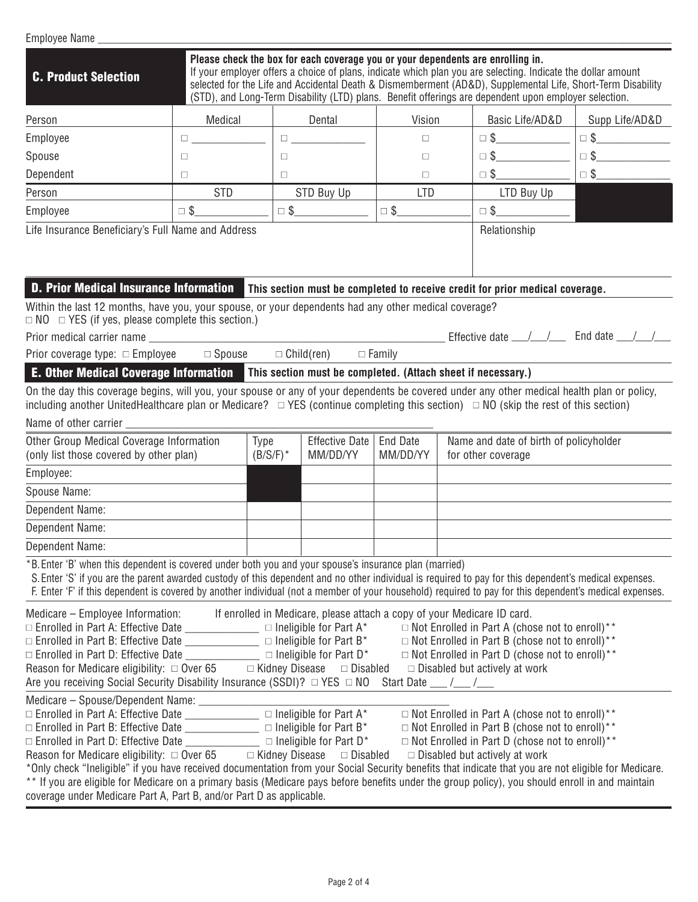Employee Name ___________________________________________

## C. Product Selection

**Please check the box for each coverage you or your dependents are enrolling in.**
If your employer offers a choice of plans, indicate which plan you are selecting. Indicate the dollar amount selected for the Life and Accidental Death & Dismemberment (AD&D), Supplemental Life, Short-Term Disability (STD), and Long-Term Disability (LTD) plans. Benefit offerings are dependent upon employer selection.

| Person | Medical | Dental | Vision | Basic Life/AD&D | Supp Life/AD&D |
|---|---|---|---|---|---|
| Employee | □ ____________ | □ ____________ | □ | □ $____________ | □ $____________ |
| Spouse | □ | □ | □ | □ $____________ | □ $____________ |
| Dependent | □ | □ | □ | □ $____________ | □ $____________ |
| **Person** | **STD** | **STD Buy Up** | **LTD** | **LTD Buy Up** | |
| Employee | □ $____________ | □ $____________ | □ $____________ | □ $____________ | |

| Life Insurance Beneficiary's Full Name and Address | Relationship |
|---|---|
| | |

## D. Prior Medical Insurance Information

**This section must be completed to receive credit for prior medical coverage.**

Within the last 12 months, have you, your spouse, or your dependents had any other medical coverage?
□ NO □ YES (if yes, please complete this section.)

Prior medical carrier name ____________________ Effective date ___/___/___ End date ___/___/___

Prior coverage type: □ Employee □ Spouse □ Child(ren) □ Family

## E. Other Medical Coverage Information

**This section must be completed. (Attach sheet if necessary.)**

On the day this coverage begins, will you, your spouse or any of your dependents be covered under any other medical health plan or policy, including another UnitedHealthcare plan or Medicare? □ YES (continue completing this section) □ NO (skip the rest of this section)

Name of other carrier ____________________

| Other Group Medical Coverage Information (only list those covered by other plan) | Type (B/S/F)* | Effective Date MM/DD/YY | End Date MM/DD/YY | Name and date of birth of policyholder for other coverage |
|---|---|---|---|---|
| Employee: | | | | |
| Spouse Name: | | | | |
| Dependent Name: | | | | |
| Dependent Name: | | | | |
| Dependent Name: | | | | |

*B. Enter 'B' when this dependent is covered under both you and your spouse's insurance plan (married)
S. Enter 'S' if you are the parent awarded custody of this dependent and no other individual is required to pay for this dependent's medical expenses.
F. Enter 'F' if this dependent is covered by another individual (not a member of your household) required to pay for this dependent's medical expenses.

Medicare – Employee Information: If enrolled in Medicare, please attach a copy of your Medicare ID card.
□ Enrolled in Part A: Effective Date ____________ □ Ineligible for Part A* □ Not Enrolled in Part A (chose not to enroll)**
□ Enrolled in Part B: Effective Date ____________ □ Ineligible for Part B* □ Not Enrolled in Part B (chose not to enroll)**
□ Enrolled in Part D: Effective Date ____________ □ Ineligible for Part D* □ Not Enrolled in Part D (chose not to enroll)**
Reason for Medicare eligibility: □ Over 65 □ Kidney Disease □ Disabled □ Disabled but actively at work
Are you receiving Social Security Disability Insurance (SSDI)? □ YES □ NO Start Date ___/___/___

Medicare – Spouse/Dependent Name: ____________________
□ Enrolled in Part A: Effective Date ____________ □ Ineligible for Part A* □ Not Enrolled in Part A (chose not to enroll)**
□ Enrolled in Part B: Effective Date ____________ □ Ineligible for Part B* □ Not Enrolled in Part B (chose not to enroll)**
□ Enrolled in Part D: Effective Date ____________ □ Ineligible for Part D* □ Not Enrolled in Part D (chose not to enroll)**
Reason for Medicare eligibility: □ Over 65 □ Kidney Disease □ Disabled □ Disabled but actively at work

*Only check "Ineligible" if you have received documentation from your Social Security benefits that indicate that you are not eligible for Medicare.
** If you are eligible for Medicare on a primary basis (Medicare pays before benefits under the group policy), you should enroll in and maintain coverage under Medicare Part A, Part B, and/or Part D as applicable.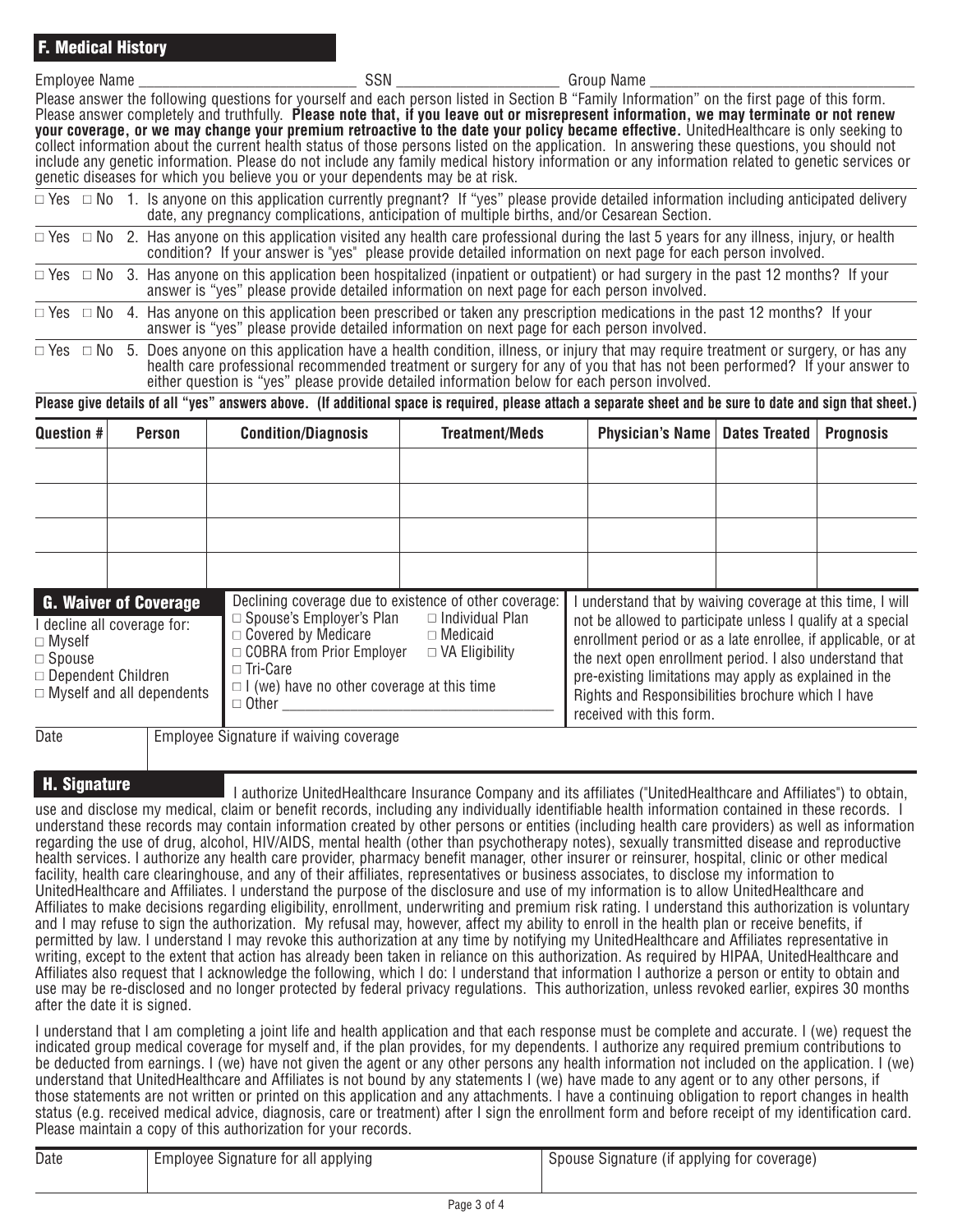## F. Medical History

Employee Name ____________________________ SSN ____________________ Group Name ________________________________

Please answer the following questions for yourself and each person listed in Section B "Family Information" on the first page of this form. Please answer completely and truthfully. **Please note that, if you leave out or misrepresent information, we may terminate or not renew your coverage, or we may change your premium retroactive to the date your policy became effective.** UnitedHealthcare is only seeking to collect information about the current health status of those persons listed on the application. In answering these questions, you should not include any genetic information. Please do not include any family medical history information or any information related to genetic services or genetic diseases for which you believe you or your dependents may be at risk.

□ Yes □ No 1. Is anyone on this application currently pregnant? If "yes" please provide detailed information including anticipated delivery date, any pregnancy complications, anticipation of multiple births, and/or Cesarean Section.

□ Yes □ No 2. Has anyone on this application visited any health care professional during the last 5 years for any illness, injury, or health condition? If your answer is "yes" please provide detailed information on next page for each person involved.

□ Yes □ No 3. Has anyone on this application been hospitalized (inpatient or outpatient) or had surgery in the past 12 months? If your answer is "yes" please provide detailed information on next page for each person involved.

□ Yes □ No 4. Has anyone on this application been prescribed or taken any prescription medications in the past 12 months? If your answer is "yes" please provide detailed information on next page for each person involved.

□ Yes □ No 5. Does anyone on this application have a health condition, illness, or injury that may require treatment or surgery, or has any health care professional recommended treatment or surgery for any of you that has not been performed? If your answer to either question is "yes" please provide detailed information below for each person involved.

**Please give details of all "yes" answers above. (If additional space is required, please attach a separate sheet and be sure to date and sign that sheet.)**

| Question # | Person | Condition/Diagnosis | Treatment/Meds | Physician's Name | Dates Treated | Prognosis |
|---|---|---|---|---|---|---|
| | | | | | | |
| | | | | | | |
| | | | | | | |
| | | | | | | |

## G. Waiver of Coverage

I decline all coverage for:
- □ Myself
- □ Spouse
- □ Dependent Children
- □ Myself and all dependents

Declining coverage due to existence of other coverage:
- □ Spouse's Employer's Plan
- □ Individual Plan
- □ Covered by Medicare
- □ Medicaid
- □ COBRA from Prior Employer
- □ VA Eligibility
- □ Tri-Care
- □ I (we) have no other coverage at this time
- □ Other ____________________________________

I understand that by waiving coverage at this time, I will not be allowed to participate unless I qualify at a special enrollment period or as a late enrollee, if applicable, or at the next open enrollment period. I also understand that pre-existing limitations may apply as explained in the Rights and Responsibilities brochure which I have received with this form.

| Date | Employee Signature if waiving coverage |
|---|---|
| | |

## H. Signature

I authorize UnitedHealthcare Insurance Company and its affiliates ("UnitedHealthcare and Affiliates") to obtain, use and disclose my medical, claim or benefit records, including any individually identifiable health information contained in these records. I understand these records may contain information created by other persons or entities (including health care providers) as well as information regarding the use of drug, alcohol, HIV/AIDS, mental health (other than psychotherapy notes), sexually transmitted disease and reproductive health services. I authorize any health care provider, pharmacy benefit manager, other insurer or reinsurer, hospital, clinic or other medical facility, health care clearinghouse, and any of their affiliates, representatives or business associates, to disclose my information to UnitedHealthcare and Affiliates. I understand the purpose of the disclosure and use of my information is to allow UnitedHealthcare and Affiliates to make decisions regarding eligibility, enrollment, underwriting and premium risk rating. I understand this authorization is voluntary and I may refuse to sign the authorization. My refusal may, however, affect my ability to enroll in the health plan or receive benefits, if permitted by law. I understand I may revoke this authorization at any time by notifying my UnitedHealthcare and Affiliates representative in writing, except to the extent that action has already been taken in reliance on this authorization. As required by HIPAA, UnitedHealthcare and Affiliates also request that I acknowledge the following, which I do: I understand that information I authorize a person or entity to obtain and use may be re-disclosed and no longer protected by federal privacy regulations. This authorization, unless revoked earlier, expires 30 months after the date it is signed.

I understand that I am completing a joint life and health application and that each response must be complete and accurate. I (we) request the indicated group medical coverage for myself and, if the plan provides, for my dependents. I authorize any required premium contributions to be deducted from earnings. I (we) have not given the agent or any other persons any health information not included on the application. I (we) understand that UnitedHealthcare and Affiliates is not bound by any statements I (we) have made to any agent or to any other persons, if those statements are not written or printed on this application and any attachments. I have a continuing obligation to report changes in health status (e.g. received medical advice, diagnosis, care or treatment) after I sign the enrollment form and before receipt of my identification card. Please maintain a copy of this authorization for your records.

| Date | Employee Signature for all applying | Spouse Signature (if applying for coverage) |
|---|---|---|
| | | |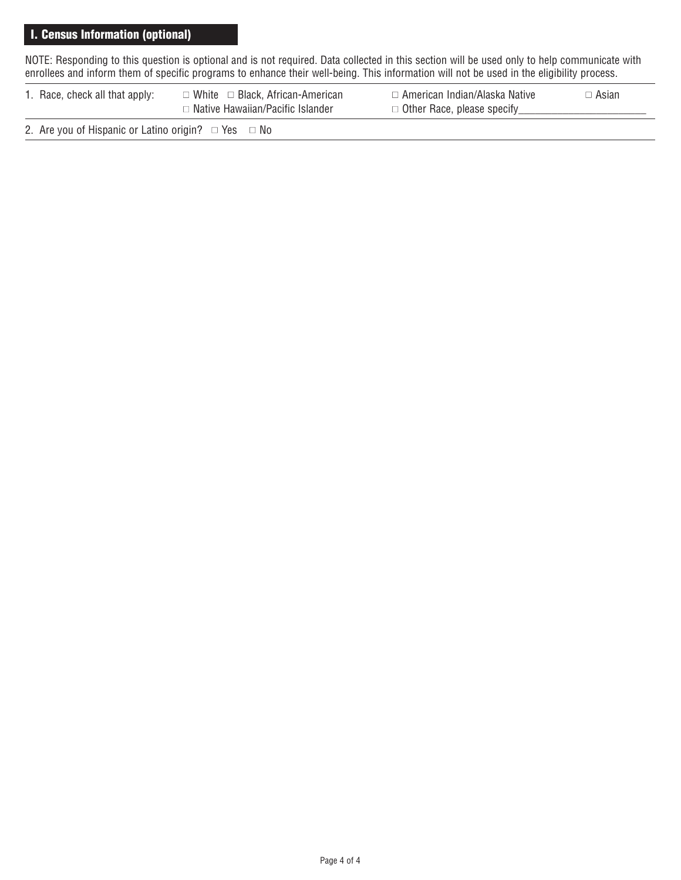## I. Census Information (optional)

NOTE: Responding to this question is optional and is not required. Data collected in this section will be used only to help communicate with enrollees and inform them of specific programs to enhance their well-being. This information will not be used in the eligibility process.

1. Race, check all that apply: □ White □ Black, African-American □ American Indian/Alaska Native □ Asian □ Native Hawaiian/Pacific Islander □ Other Race, please specify_______________________

2. Are you of Hispanic or Latino origin? □ Yes □ No